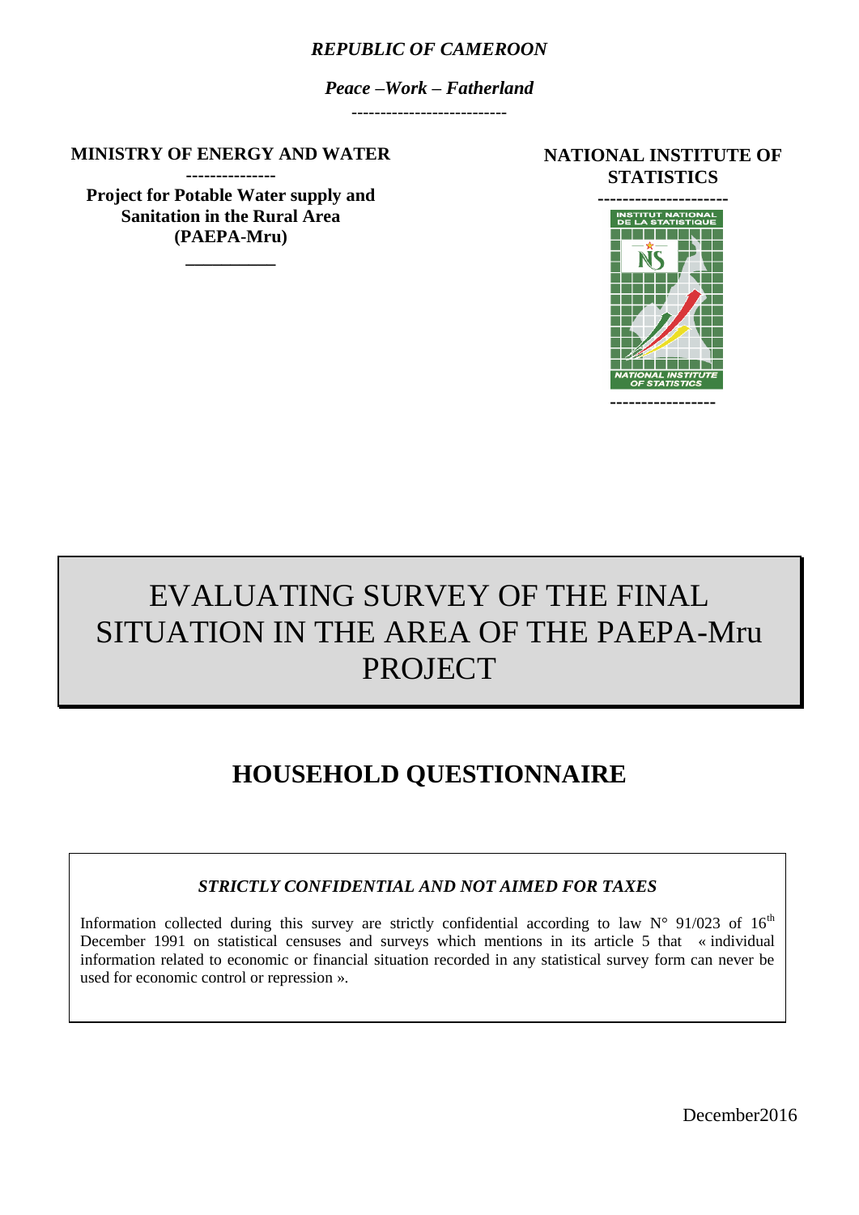*REPUBLIC OF CAMEROON*

*Peace –Work – Fatherland*

---------------------------

**MINISTRY OF ENERGY AND WATER**

---------------

**Project for Potable Water supply and Sanitation in the Rural Area (PAEPA-Mru)**

**NATIONAL INSTITUTE OF STATISTICS**

---------------------

# EVALUATING SURVEY OF THE FINAL SITUATION IN THE AREA OF THE PAEPA-Mru PROJECT

## HOUSEHOLD QUESTIONNAIRE

***STRICTLY CONFIDENTIAL AND NOT AIMED FOR TAXES***

Information collected during this survey are strictly confidential according to law N° 91/023 of 16th December 1991 on statistical censuses and surveys which mentions in its article 5 that « individual information related to economic or financial situation recorded in any statistical survey form can never be used for economic control or repression ».

December2016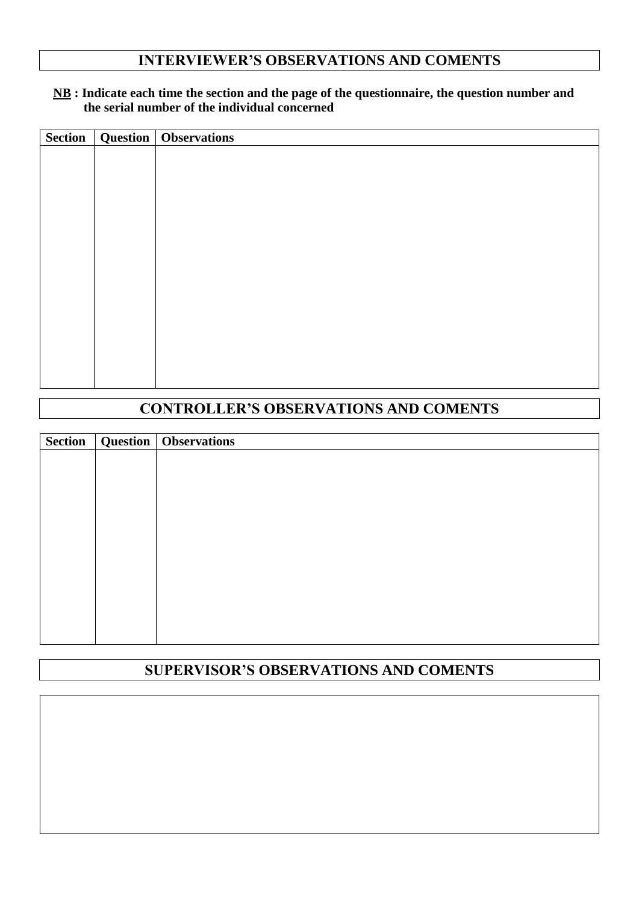## INTERVIEWER'S OBSERVATIONS AND COMENTS

**<u>NB</u> : Indicate each time the section and the page of the questionnaire, the question number and the serial number of the individual concerned**

| Section | Question | Observations |
|---|---|---|
| | | |

## CONTROLLER'S OBSERVATIONS AND COMENTS

| Section | Question | Observations |
|---|---|---|
| | | |

## SUPERVISOR'S OBSERVATIONS AND COMENTS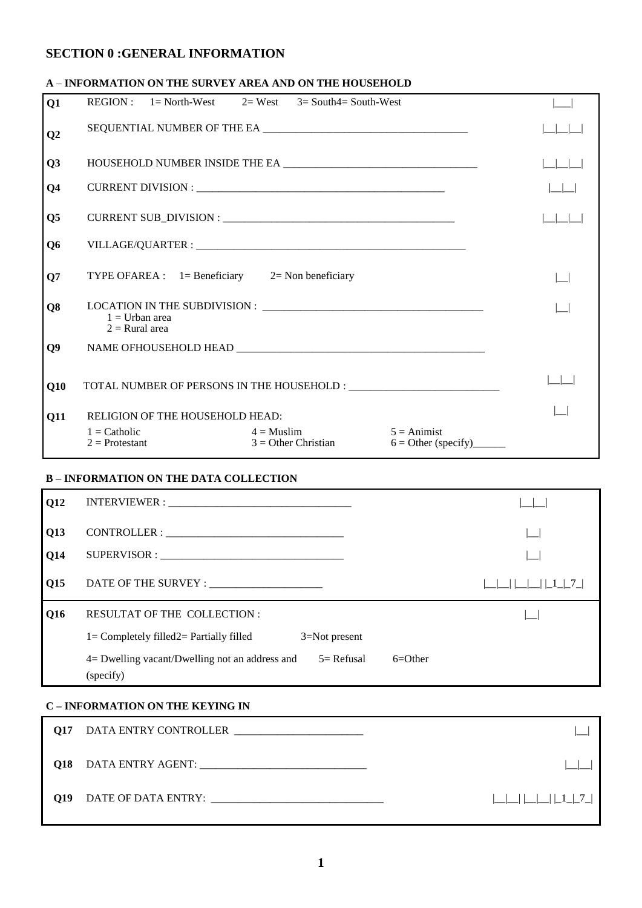## SECTION 0 :GENERAL INFORMATION

### A – INFORMATION ON THE SURVEY AREA AND ON THE HOUSEHOLD

| | | |
|---|---|---|
| **Q1** | REGION : 1= North-West 2= West 3= South4= South-West | \|__\| |
| **Q2** | SEQUENTIAL NUMBER OF THE EA ____________________________________ | \|__\|__\|__\| |
| **Q3** | HOUSEHOLD NUMBER INSIDE THE EA __________________________________ | \|__\|__\|__\| |
| **Q4** | CURRENT DIVISION : _____________________________________________ | \|__\|__\| |
| **Q5** | CURRENT SUB_DIVISION : ___________________________________________ | \|__\|__\|__\| |
| **Q6** | VILLAGE/QUARTER : ________________________________________________ | |
| **Q7** | TYPE OFAREA : 1= Beneficiary 2= Non beneficiary | \|__\| |
| **Q8** | LOCATION IN THE SUBDIVISION : ______________________________________<br>1 = Urban area<br>2 = Rural area | \|__\| |
| **Q9** | NAME OFHOUSEHOLD HEAD _____________________________________________ | |
| **Q10** | TOTAL NUMBER OF PERSONS IN THE HOUSEHOLD : __________________________ | \|__\|__\| |
| **Q11** | RELIGION OF THE HOUSEHOLD HEAD:<br>1 = Catholic 4 = Muslim 5 = Animist<br>2 = Protestant 3 = Other Christian 6 = Other (specify)______ | \|__\| |

### B – INFORMATION ON THE DATA COLLECTION

| | | |
|---|---|---|
| **Q12** | INTERVIEWER : _________________________________ | \|__\|__\| |
| **Q13** | CONTROLLER : _________________________________ | \|__\| |
| **Q14** | SUPERVISOR : _________________________________ | \|__\| |
| **Q15** | DATE OF THE SURVEY : ____________________ | \|__\|__\| \|__\|__\| \|_1_\|_7_\| |
| **Q16** | RESULTAT OF THE COLLECTION :<br>1= Completely filled2= Partially filled 3=Not present<br>4= Dwelling vacant/Dwelling not an address and 5= Refusal 6=Other (specify) | \|__\| |

### C – INFORMATION ON THE KEYING IN

| | | |
|---|---|---|
| **Q17** | DATA ENTRY CONTROLLER _______________________ | \|__\| |
| **Q18** | DATA ENTRY AGENT: _____________________________ | \|__\|__\| |
| **Q19** | DATE OF DATA ENTRY: ______________________________ | \|__\|__\| \|__\|__\| \|_1_\|_7_\| |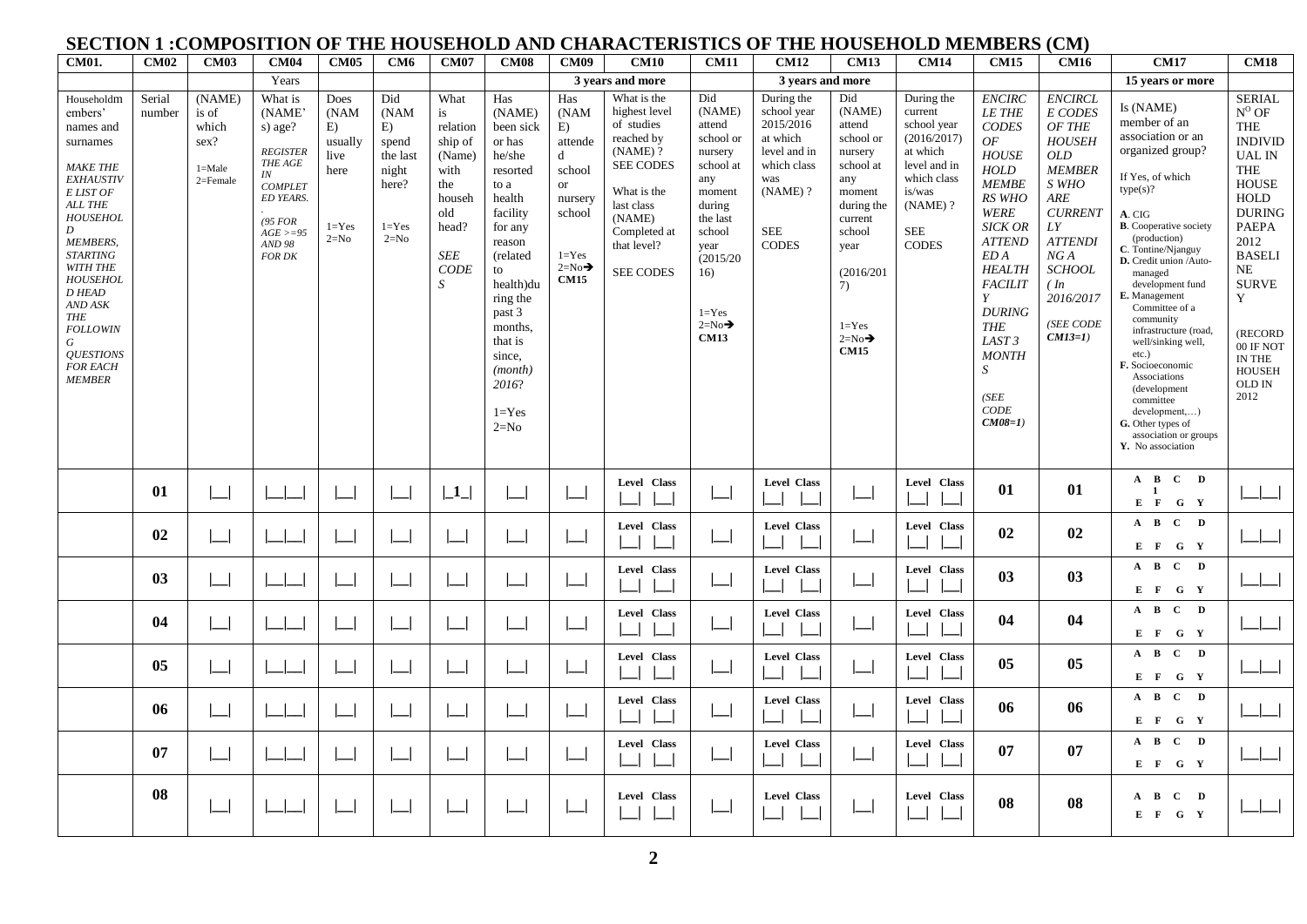## SECTION 1 :COMPOSITION OF THE HOUSEHOLD AND CHARACTERISTICS OF THE HOUSEHOLD MEMBERS (CM)

| CM01. | CM02 | CM03 | CM04 | CM05 | CM6 | CM07 | CM08 | CM09 | CM10 | CM11 | CM12 | CM13 | CM14 | CM15 | CM16 | CM17 | CM18 |
|---|---|---|---|---|---|---|---|---|---|---|---|---|---|---|---|---|---|
| | | | Years | | | | | 3 years and more | | | 3 years and more | | | | | 15 years or more | |
| Householdmembers' names and surnames *MAKE THE EXHAUSTIVE LIST OF ALL THE HOUSEHOLD MEMBERS, STARTING WITH THE HOUSEHOLD HEAD AND ASK THE FOLLOWING QUESTIONS FOR EACH MEMBER* | Serial number | (NAME) is of which sex? 1=Male 2=Female | What is (NAME's) age? *REGISTER THE AGE IN COMPLETED YEARS. (95 FOR AGE >=95 AND 98 FOR DK* | Does (NAME) usually live here 1=Yes 2=No | Did (NAME) spend the last night here? 1=Yes 2=No | What is relationship of (Name) with the household head? *SEE CODES* | Has (NAME) been sick or has he/she resorted to a health facility for any reason (related to health)during the past 3 months, that is since, *(month) 2016*? 1=Yes 2=No | Has (NAME) attended school or nursery school 1=Yes 2=No➔ CM15 | What is the highest level of studies reached by (NAME)? SEE CODES What is the (NAME) last class Completed at that level? SEE CODES | Did (NAME) attend school or nursery school at any moment during the last school year (2015/2016) 1=Yes 2=No➔ CM13 | During the school year 2015/2016 at which level and in which class was (NAME)? SEE CODES | Did (NAME) attend school or nursery school at any moment during the current school year (2016/2017) 1=Yes 2=No➔ CM15 | During the current school year (2016/2017) at which level and in which class is/was (NAME)? SEE CODES | *ENCIRCLE THE CODES OF HOUSEHOLD MEMBERS WHO WERE SICK OR HAVE ATTENDED A HEALTH FACILITY DURING THE LAST 3 MONTHS (SEE CODE CM08=1)* | *ENCIRCLE CODES OF THE HOUSEHOLD MEMBERS WHO ARE CURRENTLY ATTENDING A SCHOOL (In 2016/2017 (SEE CODE CM13=1)* | Is (NAME) member of an association or an organized group? If Yes, of which type(s)? **A**. CIG **B**. Cooperative society (production) **C**. Tontine/Njanguy **D**. Credit union /Auto-managed development fund **E**. Management Committee of a community infrastructure (road, well/sinking well, etc.) **F**. Socioeconomic Associations (development committee development,…) **G**. Other types of association or groups **Y**. No association | SERIAL N$^O$ OF THE INDIVIDUAL IN THE HOUSEHOLD DURING PAEPA 2012 BASELINE SURVEY (RECORD 00 IF NOT IN THE HOUSEHOLD IN 2012 |
| | **01** | \|__\| | \|__\|__\| | \|__\| | \|__\| | \|_1_\| | \|__\| | \|__\| | Level Class \|__\| \|__\| | \|__\| | Level Class \|__\| \|__\| | \|__\| | Level Class \|__\| \|__\| | **01** | **01** | A B C D 1 E F G Y | \|__\|__\| |
| | **02** | \|__\| | \|__\|__\| | \|__\| | \|__\| | \|__\| | \|__\| | \|__\| | Level Class \|__\| \|__\| | \|__\| | Level Class \|__\| \|__\| | \|__\| | Level Class \|__\| \|__\| | **02** | **02** | A B C D E F G Y | \|__\|__\| |
| | **03** | \|__\| | \|__\|__\| | \|__\| | \|__\| | \|__\| | \|__\| | \|__\| | Level Class \|__\| \|__\| | \|__\| | Level Class \|__\| \|__\| | \|__\| | Level Class \|__\| \|__\| | **03** | **03** | A B C D E F G Y | \|__\|__\| |
| | **04** | \|__\| | \|__\|__\| | \|__\| | \|__\| | \|__\| | \|__\| | \|__\| | Level Class \|__\| \|__\| | \|__\| | Level Class \|__\| \|__\| | \|__\| | Level Class \|__\| \|__\| | **04** | **04** | A B C D E F G Y | \|__\|__\| |
| | **05** | \|__\| | \|__\|__\| | \|__\| | \|__\| | \|__\| | \|__\| | \|__\| | Level Class \|__\| \|__\| | \|__\| | Level Class \|__\| \|__\| | \|__\| | Level Class \|__\| \|__\| | **05** | **05** | A B C D E F G Y | \|__\|__\| |
| | **06** | \|__\| | \|__\|__\| | \|__\| | \|__\| | \|__\| | \|__\| | \|__\| | Level Class \|__\| \|__\| | \|__\| | Level Class \|__\| \|__\| | \|__\| | Level Class \|__\| \|__\| | **06** | **06** | A B C D E F G Y | \|__\|__\| |
| | **07** | \|__\| | \|__\|__\| | \|__\| | \|__\| | \|__\| | \|__\| | \|__\| | Level Class \|__\| \|__\| | \|__\| | Level Class \|__\| \|__\| | \|__\| | Level Class \|__\| \|__\| | **07** | **07** | A B C D E F G Y | \|__\|__\| |
| | **08** | \|__\| | \|__\|__\| | \|__\| | \|__\| | \|__\| | \|__\| | \|__\| | Level Class \|__\| \|__\| | \|__\| | Level Class \|__\| \|__\| | \|__\| | Level Class \|__\| \|__\| | **08** | **08** | A B C D E F G Y | \|__\|__\| |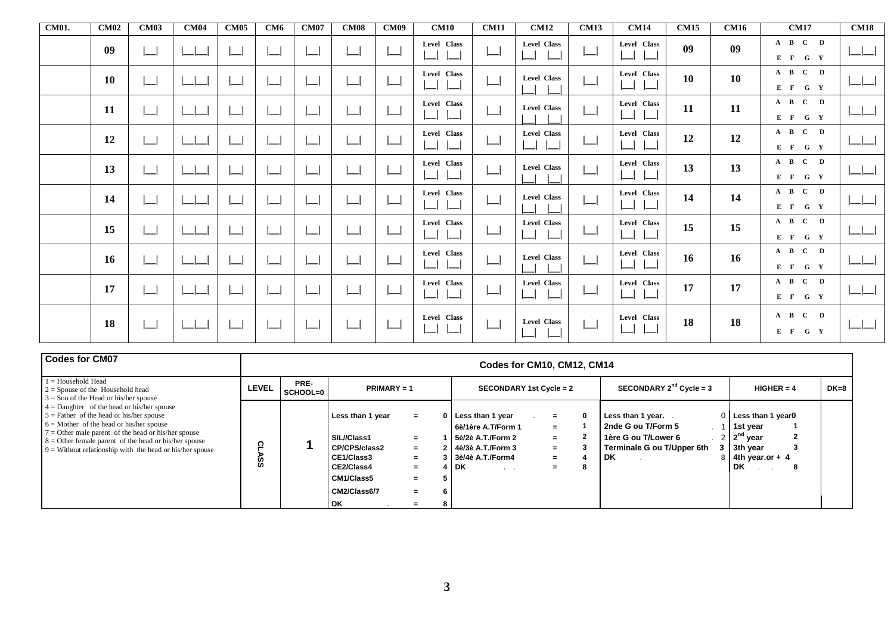| CM01. | CM02 | CM03 | CM04 | CM05 | CM6 | CM07 | CM08 | CM09 | CM10 | CM11 | CM12 | CM13 | CM14 | CM15 | CM16 | CM17 | CM18 |
|---|---|---|---|---|---|---|---|---|---|---|---|---|---|---|---|---|---|
| | 09 | \|__\| | \|__\|__\| | \|__\| | \|__\| | \|__\| | \|__\| | \|__\| | Level Class \|__\| \|__\| | \|__\| | Level Class \|__\| \|__\| | \|__\| | Level Class \|__\| \|__\| | 09 | 09 | A B C D E F G Y | \|__\|__\| |
| | 10 | \|__\| | \|__\|__\| | \|__\| | \|__\| | \|__\| | \|__\| | \|__\| | Level Class \|__\| \|__\| | \|__\| | Level Class \|__\| \|__\| | \|__\| | Level Class \|__\| \|__\| | 10 | 10 | A B C D E F G Y | \|__\|__\| |
| | 11 | \|__\| | \|__\|__\| | \|__\| | \|__\| | \|__\| | \|__\| | \|__\| | Level Class \|__\| \|__\| | \|__\| | Level Class \|__\| \|__\| | \|__\| | Level Class \|__\| \|__\| | 11 | 11 | A B C D E F G Y | \|__\|__\| |
| | 12 | \|__\| | \|__\|__\| | \|__\| | \|__\| | \|__\| | \|__\| | \|__\| | Level Class \|__\| \|__\| | \|__\| | Level Class \|__\| \|__\| | \|__\| | Level Class \|__\| \|__\| | 12 | 12 | A B C D E F G Y | \|__\|__\| |
| | 13 | \|__\| | \|__\|__\| | \|__\| | \|__\| | \|__\| | \|__\| | \|__\| | Level Class \|__\| \|__\| | \|__\| | Level Class \|__\| \|__\| | \|__\| | Level Class \|__\| \|__\| | 13 | 13 | A B C D E F G Y | \|__\|__\| |
| | 14 | \|__\| | \|__\|__\| | \|__\| | \|__\| | \|__\| | \|__\| | \|__\| | Level Class \|__\| \|__\| | \|__\| | Level Class \|__\| \|__\| | \|__\| | Level Class \|__\| \|__\| | 14 | 14 | A B C D E F G Y | \|__\|__\| |
| | 15 | \|__\| | \|__\|__\| | \|__\| | \|__\| | \|__\| | \|__\| | \|__\| | Level Class \|__\| \|__\| | \|__\| | Level Class \|__\| \|__\| | \|__\| | Level Class \|__\| \|__\| | 15 | 15 | A B C D E F G Y | \|__\|__\| |
| | 16 | \|__\| | \|__\|__\| | \|__\| | \|__\| | \|__\| | \|__\| | \|__\| | Level Class \|__\| \|__\| | \|__\| | Level Class \|__\| \|__\| | \|__\| | Level Class \|__\| \|__\| | 16 | 16 | A B C D E F G Y | \|__\|__\| |
| | 17 | \|__\| | \|__\|__\| | \|__\| | \|__\| | \|__\| | \|__\| | \|__\| | Level Class \|__\| \|__\| | \|__\| | Level Class \|__\| \|__\| | \|__\| | Level Class \|__\| \|__\| | 17 | 17 | A B C D E F G Y | \|__\|__\| |
| | 18 | \|__\| | \|__\|__\| | \|__\| | \|__\| | \|__\| | \|__\| | \|__\| | Level Class \|__\| \|__\| | \|__\| | Level Class \|__\| \|__\| | \|__\| | Level Class \|__\| \|__\| | 18 | 18 | A B C D E F G Y | \|__\|__\| |

**Codes for CM07**

1 = Household Head
2 = Spouse of the Household head
3 = Son of the Head or his/her spouse
4 = Daughter of the head or his/her spouse
5 = Father of the head or his/her spouse
6 = Mother of the head or his/her spouse
7 = Other male parent of the head or his/her spouse
8 = Other female parent of the head or his/her spouse
9 = Without relationship with the head or his/her spouse

**Codes for CM10, CM12, CM14**

| LEVEL | PRE-SCHOOL=0 | PRIMARY = 1 | SECONDARY 1st Cycle = 2 | SECONDARY 2nd Cycle = 3 | HIGHER = 4 | DK=8 |
|---|---|---|---|---|---|---|
| CLASS | 1 | Less than 1 year = 0<br>SIL//Class1 = 1<br>CP/CPS/class2 = 2<br>CE1/Class3 = 3<br>CE2/Class4 = 4<br>CM1/Class5 = 5<br>CM2/Class6/7 = 6<br>DK = 8 | Less than 1 year = 0<br>6è/1ère A.T/Form 1 = 1<br>5è/2è A.T./Form 2 = 2<br>4è/3è A.T./Form 3 = 3<br>3è/4è A.T./Form4 = 4<br>DK = 8 | Less than 1 year. 0<br>2nde G ou T/Form 5 1<br>1ère G ou T/Lower 6 2<br>Terminale G ou T/Upper 6th 3<br>DK 8 | Less than 1 year 0<br>1st year 1<br>2nd year 2<br>3th year 3<br>4th year.or + 4<br>DK 8 | |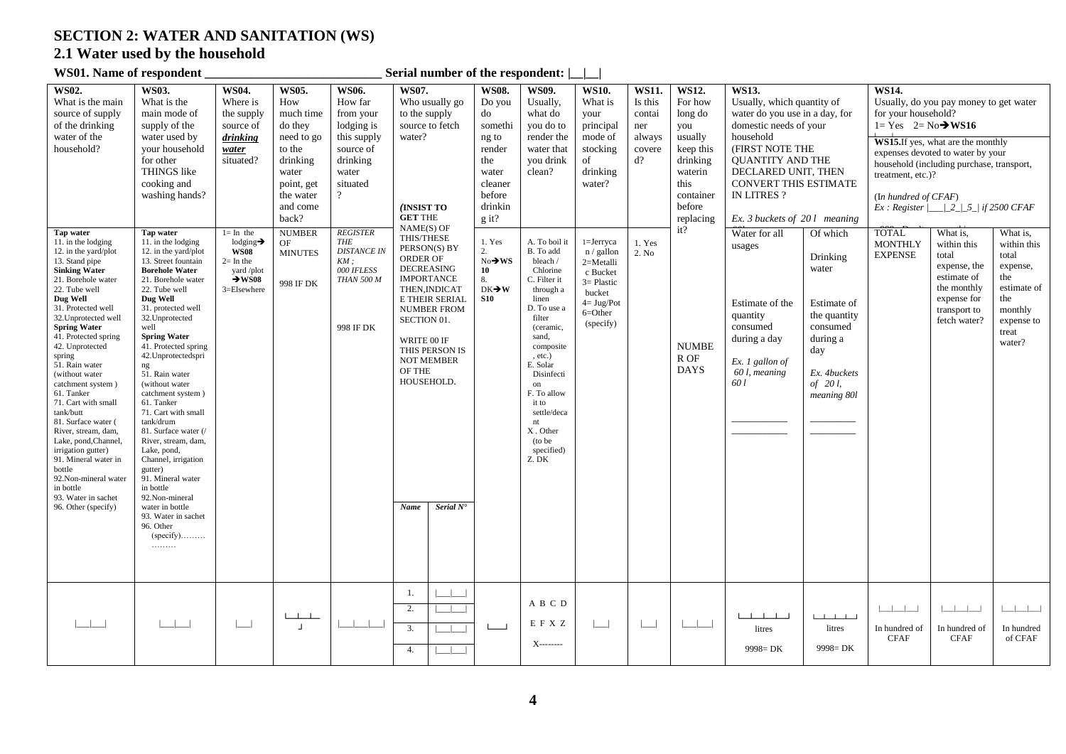# SECTION 2: WATER AND SANITATION (WS)

## 2.1 Water used by the household

**WS01. Name of respondent ___________________________ Serial number of the respondent: |__|__|**

| **WS02.** What is the main source of supply of the drinking water of the household? | **WS03.** What is the main mode of supply of the water used by your household for other THINGS like cooking and washing hands? | **WS04.** Where is the supply source of ***drinking water*** situated? | **WS05.** How much time do they need to go to the drinking water point, get the water and come back? | **WS06.** How far from your lodging is this supply source of drinking water situated ? | **WS07.** Who usually go to the supply source to fetch water? (INSIST TO GET THE NAME(S) OF THIS/THESE PERSON(S) BY ORDER OF DECREASING IMPORTANCE THEN,INDICAT E THEIR SERIAL NUMBER FROM SECTION 01. WRITE 00 IF THIS PERSON IS NOT MEMBER OF THE HOUSEHOLD. | | **WS08.** Do you do something to render the water cleaner before drinking it? | **WS09.** Usually, what do you do to render the water that you drink clean? | **WS10.** What is your principal mode of stocking drinking water? | **WS11.** Is this container always covered? | **WS12.** For how long do you usually keep this drinking waterin this container before replacing it? | **WS13.** Usually, which quantity of water do you use in a day, for domestic needs of your household (FIRST NOTE THE QUANTITY AND THE DECLARED UNIT, THEN CONVERT THIS ESTIMATE IN LITRES ? *Ex. 3 buckets of 20 l meaning* | | **WS14.** Usually, do you pay money to get water for your household? 1= Yes 2= No→WS16 **WS15.** If yes, what are the monthly expenses devoted to water by your household (including purchase, transport, treatment, etc.)? (*In hundred of CFAF*) *Ex : Register \|\_\_\_\|\_2\_\|\_5\_\| if 2500 CFAF* | | |
|---|---|---|---|---|---|---|---|---|---|---|---|---|---|---|---|---|
| **Tap water** 11. in the lodging 12. in the yard/plot 13. Stand pipe **Sinking Water** 21. Borehole water 22. Tube well **Dug Well** 31. Protected well 32.Unprotected well **Spring Water** 41. Protected spring 42. Unprotected spring 51. Rain water (without water catchment system ) 61. Tanker 71. Cart with small tank/butt 81. Surface water ( River, stream, dam, Lake, pond,Channel, irrigation gutter) 91. Mineral water in bottle 92.Non-mineral water in bottle 93. Water in sachet 96. Other (specify) | **Tap water** 11. in the lodging 12. in the yard/plot 13. Street fountain **Borehole Water** 21. Borehole water 22. Tube well **Dug Well** 31. protected well 32.Unprotected well **Spring Water** 41. Protected spring 42.Unprotectedspring 51. Rain water (without water catchment system ) 61. Tanker 71. Cart with small tank/drum 81. Surface water (/ River, stream, dam, Lake, pond, Channel, irrigation gutter) 91. Mineral water in bottle 92.Non-mineral water in bottle 93. Water in sachet 96. Other (specify)……… ……… | 1= In the lodging→**WS08** 2= In the yard /plot →**WS08** 3=Elsewhere | NUMBER OF MINUTES 998 IF DK | *REGISTER THE DISTANCE IN KM ; 000 IFLESS THAN 500 M* 998 IF DK | *Name* | *Serial N°* | 1. Yes 2. No→**WS10** 8. DK→**WS10** | A. To boil it B. To add bleach / Chlorine C. Filter it through a linen D. To use a filter (ceramic, sand, composite , etc.) E. Solar Disinfection F. To allow it to settle/decant X . Other (to be specified) Z. DK | 1=Jerrycan / gallon 2=Metallic Bucket 3= Plastic bucket 4= Jug/Pot 6=Other (specify) | 1. Yes 2. No | NUMBER OF DAYS | Water for all usages Estimate of the quantity consumed during a day *Ex. 1 gallon of 60 l, meaning 60 l* ___________ | Of which Drinking water Estimate of the quantity consumed during a day *Ex. 4buckets of 20 l, meaning 80l* _________ | TOTAL MONTHLY EXPENSE | What is, within this total expense, the estimate of the monthly expense for transport to fetch water? | What is, within this total expense, the estimate of the monthly expense to treat water? |
| \|\_\_\|\_\_\| | \|\_\_\|\_\_\| | \|\_\_\| | \|\_\_\|\_\_\| | \|\_\_\|\_\_\|\_\_\| | 1. 2. 3. 4. | \|\_\_\|\_\_\| \|\_\_\|\_\_\| \|\_\_\|\_\_\| \|\_\_\|\_\_\| | \|\_\_\| | A B C D E F X Z X-------- | \|\_\_\| | \|\_\_\| | \|\_\_\|\_\_\| | \|\_\_\|\_\_\|\_\_\|\_\_\| litres 9998= DK | \|\_\_\|\_\_\|\_\_\|\_\_\| litres 9998= DK | \|\_\_\|\_\_\|\_\_\| In hundred of CFAF | \|\_\_\|\_\_\|\_\_\| In hundred of CFAF | \|\_\_\|\_\_\|\_\_\| In hundred of CFAF |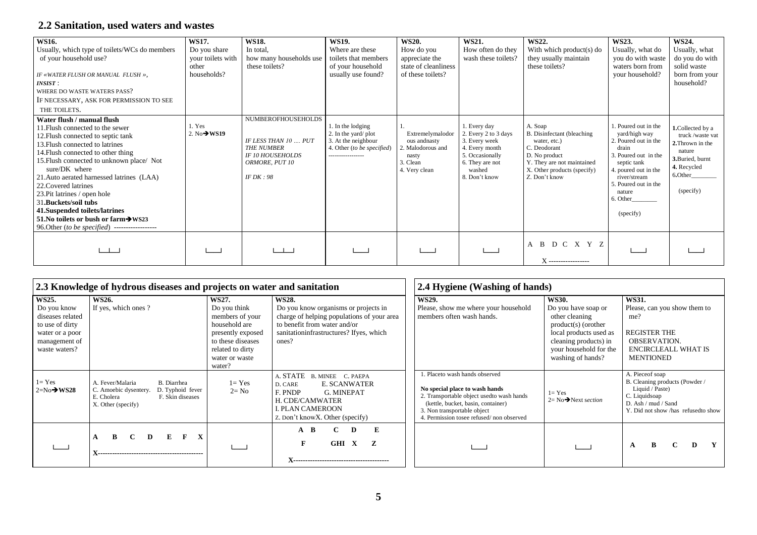## 2.2 Sanitation, used waters and wastes

| WS16. Usually, which type of toilets/WCs do members of your household use? *IF «WATER FLUSH OR MANUAL FLUSH », **INSIST** :* WHERE DO WASTE WATERS PASS? IF NECESSARY, ASK FOR PERMISSION TO SEE THE TOILETS. | WS17. Do you share your toilets with other households? | WS18. In total, how many households use these toilets? | WS19. Where are these toilets that members of your household usually use found? | WS20. How do you appreciate the state of cleanliness of these toilets? | WS21. How often do they wash these toilets? | WS22. With which product(s) do they usually maintain these toilets? | WS23. Usually, what do you do with waste waters born from your household? | WS24. Usually, what do you do with solid waste born from your household? |
|---|---|---|---|---|---|---|---|---|
| **Water flush / manual flush**<br>11.Flush connected to the sewer<br>12.Flush connected to septic tank<br>13.Flush connected to latrines<br>14.Flush connected to other thing<br>15.Flush connected to unknown place/ Not sure/DK where<br>21.Auto aerated harnessed latrines (LAA)<br>22.Covered latrines<br>23.Pit latrines / open hole<br>**31.Buckets/soil tubs**<br>**41.Suspended toilets/latrines**<br>**51.No toilets or bush or farm→WS23**<br>96.Other (*to be specified*) ------------------ | 1. Yes<br>2. No→WS19 | NUMBEROFHOUSEHOLDS<br>*IF LESS THAN 10 .... PUT THE NUMBER*<br>*IF 10 HOUSEHOLDS ORMORE, PUT 10*<br>*IF DK : 98* | 1. In the lodging<br>2. In the yard/ plot<br>3. At the neighbour<br>4. Other (*to be specified*)<br>---------------- | 1. Extremelymalodorous andnasty<br>2. Malodorous and nasty<br>3. Clean<br>4. Very clean | 1. Every day<br>2. Every 2 to 3 days<br>3. Every week<br>4. Every month<br>5. Occasionally<br>6. They are not washed<br>8. Don't know | A. Soap<br>B. Disinfectant (bleaching water, etc.)<br>C. Deodorant<br>D. No product<br>Y. They are not maintained<br>X. Other products (specify)<br>Z. Don't know | 1. Poured out in the yard/high way<br>2. Poured out in the drain<br>3. Poured out in the septic tank<br>4. poured out in the river/stream<br>5. Poured out in the nature<br>6. Other________<br>(specify) | **1.**Collected by a truck /waste vat<br>**2.**Thrown in the nature<br>**3.**Buried, burnt<br>**4.** Recycled<br>6.Other________<br>(specify) |
| \|__\|__\| | \|__\| | \|__\|__\| | \|__\| | \|__\| | \|__\| | A B D C X Y Z<br>X ----------------- | \|__\| | \|__\| |

## 2.3 Knowledge of hydrous diseases and projects on water and sanitation

| WS25. Do you know diseases related to use of dirty water or a poor management of waste waters? | WS26. If yes, which ones ? | WS27. Do you think members of your household are presently exposed to these diseases related to dirty water or waste water? | WS28. Do you know organisms or projects in charge of helping populations of your area to benefit from water and/or sanitationinfrastructures? Ifyes, which ones? |
|---|---|---|---|
| 1= Yes<br>2=No→WS28 | A. Fever/Malaria B. Diarrhea<br>C. Amoebic dysentery. D. Typhoid fever<br>E. Cholera F. Skin diseases<br>X. Other (specify) | 1= Yes<br>2= No | A. STATE B. MINEE C. PAEPA<br>D. CARE E. SCANWATER<br>F. PNDP G. MINEPAT<br>H. CDE/CAMWATER<br>I. PLAN CAMEROON<br>Z. Don't knowX. Other (specify) |
| \|__\| | **A B C D E F X**<br>**X**------------------------------------------ | \|__\| | A B C D E<br>F GHI X Z<br>X--------------------------------------- |

## 2.4 Hygiene (Washing of hands)

| WS29. Please, show me where your household members often wash hands. | WS30. Do you have soap or other cleaning product(s) (orother local products used as cleaning products) in your household for the washing of hands? | WS31. Please, can you show them to me? REGISTER THE OBSERVATION. ENCIRCLEALL WHAT IS MENTIONED |
|---|---|---|
| 1. Placeto wash hands observed<br>**No special place to wash hands**<br>2. Transportable object usedto wash hands (kettle, bucket, basin, container)<br>3. Non transportable object<br>4. Permission tosee refused/ non observed | 1= Yes<br>2= No→Next *section* | A. Pieceof soap<br>B. Cleaning products (Powder / Liquid / Paste)<br>C. Liquidsoap<br>D. Ash / mud / Sand<br>Y. Did not show /has refusedto show |
| \|__\| | \|__\| | **A B C D Y** |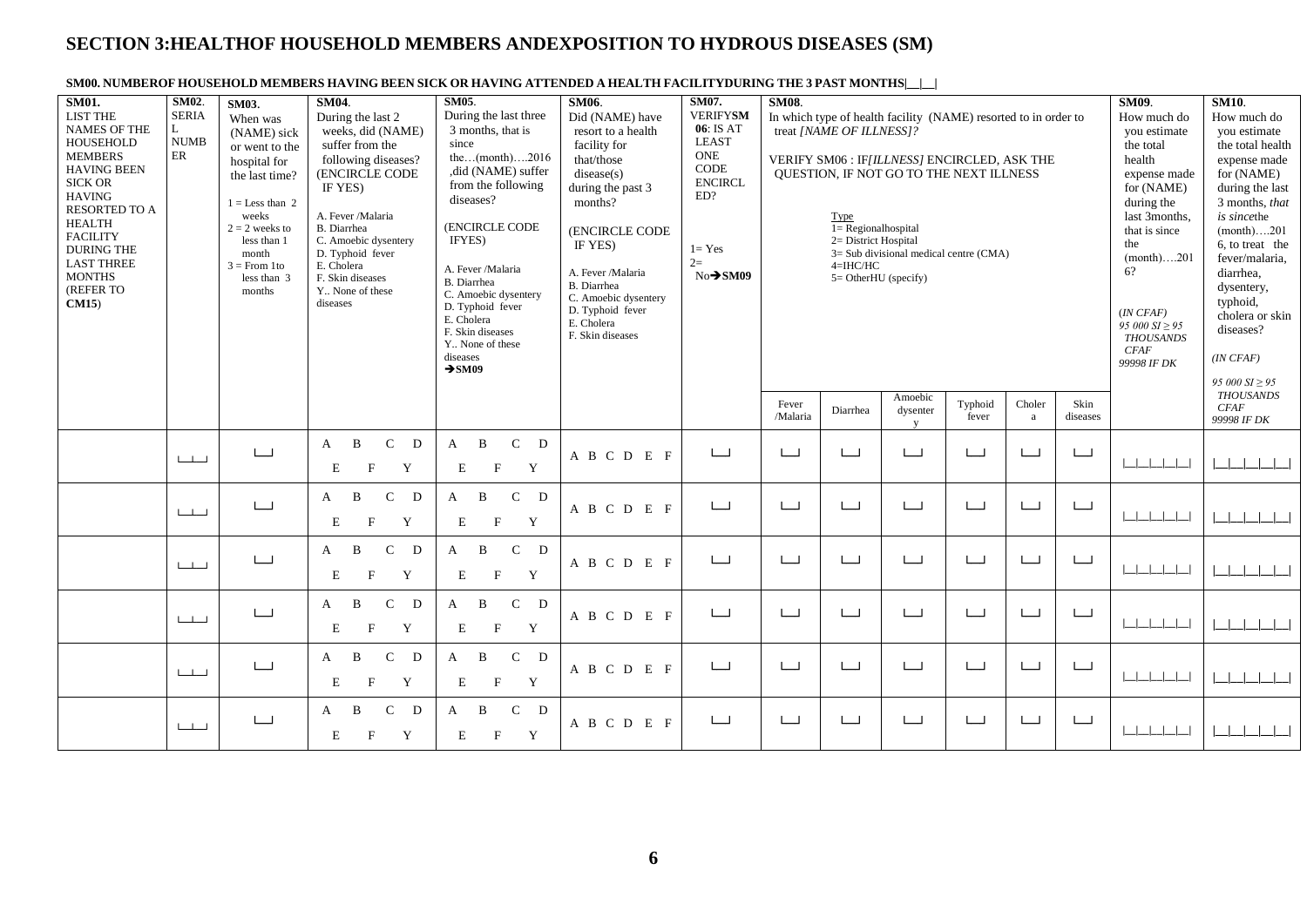# SECTION 3:HEALTHOF HOUSEHOLD MEMBERS ANDEXPOSITION TO HYDROUS DISEASES (SM)

**SM00. NUMBEROF HOUSEHOLD MEMBERS HAVING BEEN SICK OR HAVING ATTENDED A HEALTH FACILITYDURING THE 3 PAST MONTHS|__|__|**

| **SM01.** LIST THE NAMES OF THE HOUSEHOLD MEMBERS HAVING BEEN SICK OR HAVING RESORTED TO A HEALTH FACILITY DURING THE LAST THREE MONTHS (REFER TO **CM15**) | **SM02**. SERIAL NUMBER | **SM03.** When was (NAME) sick or went to the hospital for the last time? 1 = Less than 2 weeks 2 = 2 weeks to less than 1 month 3 = From 1to less than 3 months | **SM04**. During the last 2 weeks, did (NAME) suffer from the following diseases? (ENCIRCLE CODE IF YES) A. Fever /Malaria B. Diarrhea C. Amoebic dysentery D. Typhoid fever E. Cholera F. Skin diseases Y.. None of these diseases | **SM05**. During the last three 3 months, that is since the…(month)….2016 ,did (NAME) suffer from the following diseases? (ENCIRCLE CODE IFYES) A. Fever /Malaria B. Diarrhea C. Amoebic dysentery D. Typhoid fever E. Cholera F. Skin diseases Y.. None of these diseases **➔SM09** | **SM06**. Did (NAME) have resort to a health facility for that/those disease(s) during the past 3 months? (ENCIRCLE CODE IF YES) A. Fever /Malaria B. Diarrhea C. Amoebic dysentery D. Typhoid fever E. Cholera F. Skin diseases | **SM07.** VERIFY**SM06**: IS AT LEAST ONE CODE ENCIRCLED? 1= Yes 2= No**➔SM09** | **SM08**. In which type of health facility (NAME) resorted to in order to treat *[NAME OF ILLNESS]*? VERIFY SM06 : IF*[ILLNESS]* ENCIRCLED, ASK THE QUESTION, IF NOT GO TO THE NEXT ILLNESS Type 1= Regionalhospital 2= District Hospital 3= Sub divisional medical centre (CMA) 4=IHC/HC 5= OtherHU (specify) | | | | | | **SM09**. How much do you estimate the total health expense made for (NAME) during the last 3months, that is since the (month)….2016? (*IN CFAF*) *95 000 SI ≥ 95 THOUSANDS CFAF 99998 IF DK* | **SM10**. How much do you estimate the total health expense made for (NAME) during the last 3 months, *that is since*the (month)….2016, to treat the fever/malaria, diarrhea, dysentery, typhoid, cholera or skin diseases? *(IN CFAF)* *95 000 SI ≥ 95 THOUSANDS CFAF 99998 IF DK* |
|---|---|---|---|---|---|---|---|---|---|---|---|---|---|---|
| | | | | | | | Fever /Malaria | Diarrhea | Amoebic dysentery | Typhoid fever | Cholera | Skin diseases | | |
| | \|__\|__\| | \|__\| | A B C D E F Y | A B C D E F Y | A B C D E F | \|__\| | \|__\| | \|__\| | \|__\| | \|__\| | \|__\| | \|__\| | \|__\|__\|__\|__\|__\| | \|__\|__\|__\|__\|__\| |
| | \|__\|__\| | \|__\| | A B C D E F Y | A B C D E F Y | A B C D E F | \|__\| | \|__\| | \|__\| | \|__\| | \|__\| | \|__\| | \|__\| | \|__\|__\|__\|__\|__\| | \|__\|__\|__\|__\|__\| |
| | \|__\|__\| | \|__\| | A B C D E F Y | A B C D E F Y | A B C D E F | \|__\| | \|__\| | \|__\| | \|__\| | \|__\| | \|__\| | \|__\| | \|__\|__\|__\|__\|__\| | \|__\|__\|__\|__\|__\| |
| | \|__\|__\| | \|__\| | A B C D E F Y | A B C D E F Y | A B C D E F | \|__\| | \|__\| | \|__\| | \|__\| | \|__\| | \|__\| | \|__\| | \|__\|__\|__\|__\|__\| | \|__\|__\|__\|__\|__\| |
| | \|__\|__\| | \|__\| | A B C D E F Y | A B C D E F Y | A B C D E F | \|__\| | \|__\| | \|__\| | \|__\| | \|__\| | \|__\| | \|__\| | \|__\|__\|__\|__\|__\| | \|__\|__\|__\|__\|__\| |
| | \|__\|__\| | \|__\| | A B C D E F Y | A B C D E F Y | A B C D E F | \|__\| | \|__\| | \|__\| | \|__\| | \|__\| | \|__\| | \|__\| | \|__\|__\|__\|__\|__\| | \|__\|__\|__\|__\|__\| |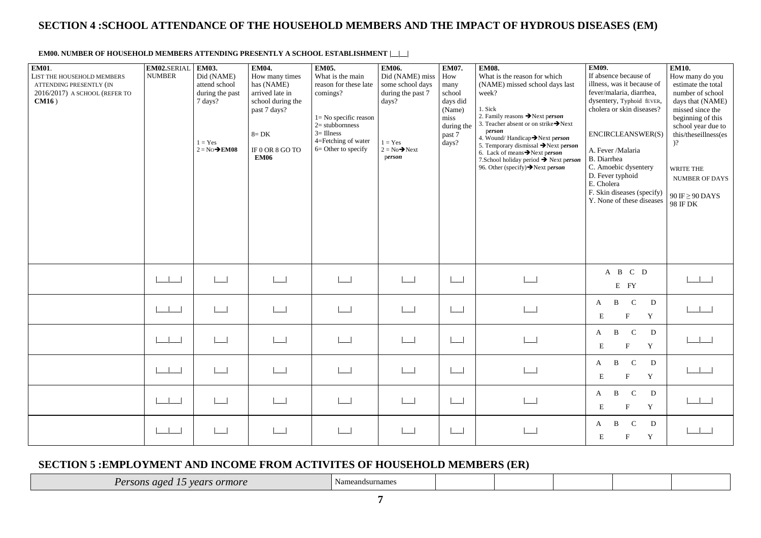## SECTION 4 :SCHOOL ATTENDANCE OF THE HOUSEHOLD MEMBERS AND THE IMPACT OF HYDROUS DISEASES (EM)

**EM00. NUMBER OF HOUSEHOLD MEMBERS ATTENDING PRESENTLY A SCHOOL ESTABLISHMENT |__|__|**

| **EM01**. LIST THE HOUSEHOLD MEMBERS ATTENDING PRESENTLY (IN 2016/2017) A SCHOOL (REFER TO **CM16** ) | **EM02.**SERIAL NUMBER | **EM03.** Did (NAME) attend school during the past 7 days? 1 = Yes 2 = No→**EM08** | **EM04.** How many times has (NAME) arrived late in school during the past 7 days? 8= DK IF 0 OR 8 GO TO **EM06** | **EM05.** What is the main reason for these late comings? 1= No specific reason 2= stubbornness 3= Illness 4=Fetching of water 6= Other to specify | **EM06.** Did (NAME) miss some school days during the past 7 days? 1 = Yes 2 = No→Next *person* | **EM07.** How many school days did (Name) miss during the past 7 days? | **EM08.** What is the reason for which (NAME) missed school days last week? 1. Sick 2. Family reasons →Next *person* 3. Teacher absent or on strike→Next *person* 4. Wound/ Handicap→Next *person* 5. Temporary dismissal →Next *person* 6. Lack of means→Next *person* 7.School holiday period → Next *person* 96. Other (specify)→Next *person* | **EM09.** If absence because of illness, was it because of fever/malaria, diarrhea, dysentery, Typhoid fEVER, cholera or skin diseases? ENCIRCLEANSWER(S) A. Fever /Malaria B. Diarrhea C. Amoebic dysentery D. Fever typhoid E. Cholera F. Skin diseases (specify) Y. None of these diseases | **EM10.** How many do you estimate the total number of school days that (NAME) missed since the beginning of this school year due to this/theseillness(es)? WRITE THE NUMBER OF DAYS 90 IF ≥ 90 DAYS 98 IF DK |
|---|---|---|---|---|---|---|---|---|---|
| | \|\_\_\_\|\_\_\_\| | \|\_\_\_\| | \|\_\_\_\| | \|\_\_\_\| | \|\_\_\_\| | \|\_\_\_\| | \|\_\_\_\| | A B C D E FY | \|\_\_\_\|\_\_\_\| |
| | \|\_\_\_\|\_\_\_\| | \|\_\_\_\| | \|\_\_\_\| | \|\_\_\_\| | \|\_\_\_\| | \|\_\_\_\| | \|\_\_\_\| | A B C D E F Y | \|\_\_\_\|\_\_\_\| |
| | \|\_\_\_\|\_\_\_\| | \|\_\_\_\| | \|\_\_\_\| | \|\_\_\_\| | \|\_\_\_\| | \|\_\_\_\| | \|\_\_\_\| | A B C D E F Y | \|\_\_\_\|\_\_\_\| |
| | \|\_\_\_\|\_\_\_\| | \|\_\_\_\| | \|\_\_\_\| | \|\_\_\_\| | \|\_\_\_\| | \|\_\_\_\| | \|\_\_\_\| | A B C D E F Y | \|\_\_\_\|\_\_\_\| |
| | \|\_\_\_\|\_\_\_\| | \|\_\_\_\| | \|\_\_\_\| | \|\_\_\_\| | \|\_\_\_\| | \|\_\_\_\| | \|\_\_\_\| | A B C D E F Y | \|\_\_\_\|\_\_\_\| |
| | \|\_\_\_\|\_\_\_\| | \|\_\_\_\| | \|\_\_\_\| | \|\_\_\_\| | \|\_\_\_\| | \|\_\_\_\| | \|\_\_\_\| | A B C D E F Y | \|\_\_\_\|\_\_\_\| |

## SECTION 5 :EMPLOYMENT AND INCOME FROM ACTIVITES OF HOUSEHOLD MEMBERS (ER)

| *Persons aged 15 years ormore* | Nameandsurnames | | | | | |
|---|---|---|---|---|---|---|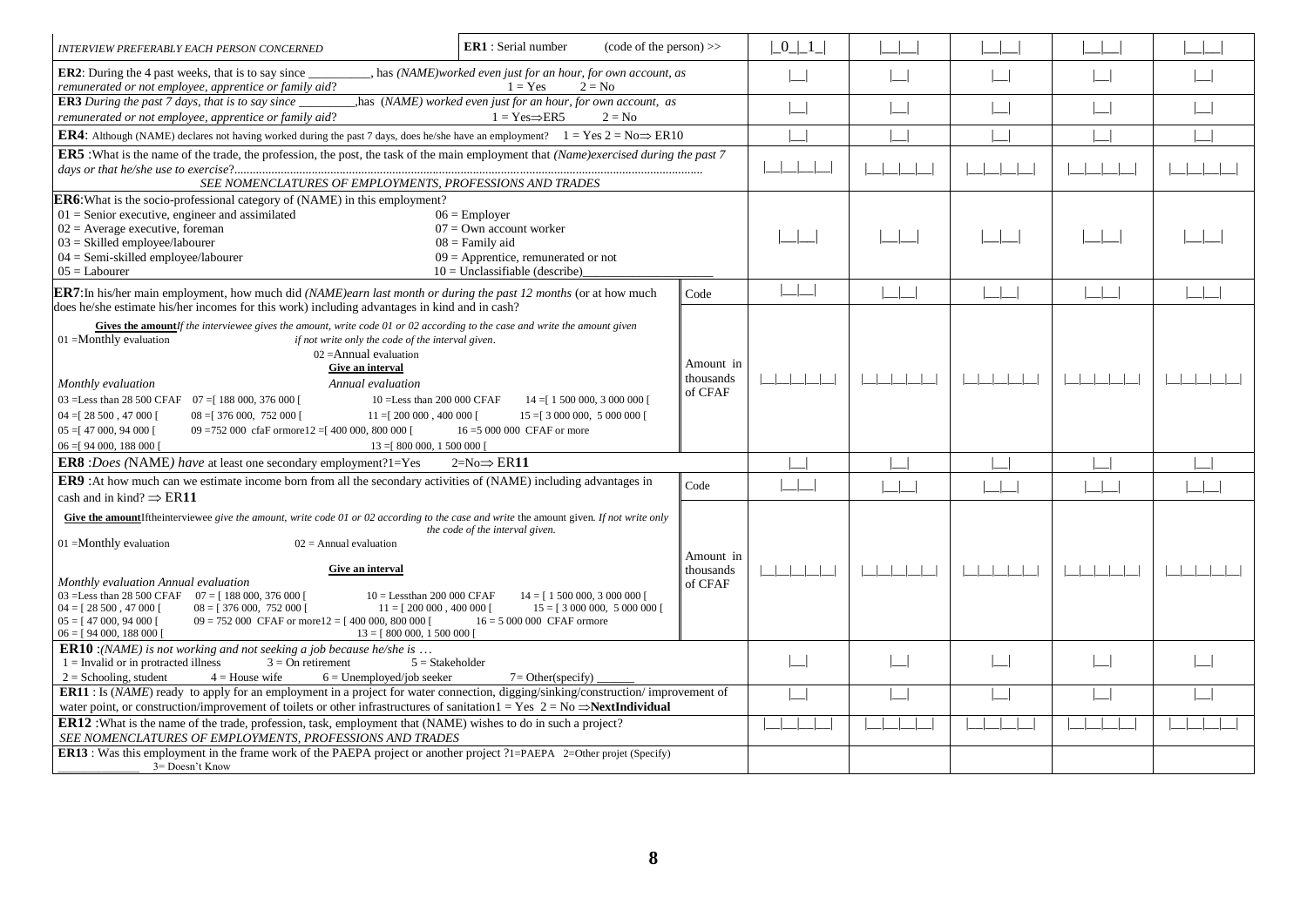| *INTERVIEW PREFERABLY EACH PERSON CONCERNED* | **ER1** : Serial number (code of the person) >> | |_0_|_1_| | |__|__| | |__|__| | |__|__| | |__|__| |
|---|---|---|---|---|---|---|
| **ER2**: During the 4 past weeks, that is to say since __________, has *(NAME)worked even just for an hour, for own account, as remunerated or not employee, apprentice or family aid*? 1 = Yes 2 = No | | |__| | |__| | |__| | |__| | |__| |
| **ER3** *During the past 7 days, that is to say since* _________,has (*NAME*) *worked even just for an hour, for own account, as remunerated or not employee, apprentice or family aid*? 1 = Yes⇒ER5 2 = No | | |__| | |__| | |__| | |__| | |__| |
| **ER4**: Although (NAME) declares not having worked during the past 7 days, does he/she have an employment? 1 = Yes 2 = No⇒ ER10 | | |__| | |__| | |__| | |__| | |__| |
| **ER5** :What is the name of the trade, the profession, the post, the task of the main employment that *(Name)exercised during the past 7 days or that he/she use to exercise*?........ *SEE NOMENCLATURES OF EMPLOYMENTS, PROFESSIONS AND TRADES* | | |__|__|__|__| | |__|__|__|__| | |__|__|__|__| | |__|__|__|__| | |__|__|__|__| |
| **ER6**:What is the socio-professional category of (NAME) in this employment? 01 = Senior executive, engineer and assimilated 06 = Employer 02 = Average executive, foreman 07 = Own account worker 03 = Skilled employee/labourer 08 = Family aid 04 = Semi-skilled employee/labourer 09 = Apprentice, remunerated or not 05 = Labourer 10 = Unclassifiable (describe)___________________ | | |__|__| | |__|__| | |__|__| | |__|__| | |__|__| |
| **ER7**:In his/her main employment, how much did *(NAME)earn last month or during the past 12 months* (or at how much does he/she estimate his/her incomes for this work) including advantages in kind and in cash? | Code | |__|__| | |__|__| | |__|__| | |__|__| | |__|__| |
| **Gives the amount***If the interviewee gives the amount, write code 01 or 02 according to the case and write the amount given if not write only the code of the interval given*. 01 =Monthly evaluation 02 =Annual evaluation **Give an interval** *Monthly evaluation* *Annual evaluation* 03 =Less than 28 500 CFAF 07 =[ 188 000, 376 000 [ 10 =Less than 200 000 CFAF 14 =[ 1 500 000, 3 000 000 [ 04 =[ 28 500 , 47 000 [ 08 =[ 376 000, 752 000 [ 11 =[ 200 000 , 400 000 [ 15 =[ 3 000 000, 5 000 000 [ 05 =[ 47 000, 94 000 [ 09 =752 000 cfaF ormore12 =[ 400 000, 800 000 [ 16 =5 000 000 CFAF or more 06 =[ 94 000, 188 000 [ 13 =[ 800 000, 1 500 000 [ | Amount in thousands of CFAF | |__|__|__|__|__| | |__|__|__|__|__| | |__|__|__|__|__| | |__|__|__|__|__| | |__|__|__|__|__| |
| **ER8** :*Does (*NAME*) have* at least one secondary employment?1=Yes 2=No⇒ ER**11** | | |__| | |__| | |__| | |__| | |__| |
| **ER9** :At how much can we estimate income born from all the secondary activities of (NAME) including advantages in cash and in kind? ⇒ ER**11** | Code | |__|__| | |__|__| | |__|__| | |__|__| | |__|__| |
| **Give the amount**Iftheinterviewee *give the amount, write code 01 or 02 according to the case and write* the amount given. *If not write only the code of the interval given.* 01 =Monthly evaluation 02 = Annual evaluation **Give an interval** *Monthly evaluation Annual evaluation* 03 =Less than 28 500 CFAF 07 = [ 188 000, 376 000 [ 10 = Lessthan 200 000 CFAF 14 = [ 1 500 000, 3 000 000 [ 04 = [ 28 500 , 47 000 [ 08 = [ 376 000, 752 000 [ 11 = [ 200 000 , 400 000 [ 15 = [ 3 000 000, 5 000 000 [ 05 = [ 47 000, 94 000 [ 09 = 752 000 CFAF or more12 = [ 400 000, 800 000 [ 16 = 5 000 000 CFAF ormore 06 = [ 94 000, 188 000 [ 13 = [ 800 000, 1 500 000 [ | Amount in thousands of CFAF | |__|__|__|__|__| | |__|__|__|__|__| | |__|__|__|__|__| | |__|__|__|__|__| | |__|__|__|__|__| |
| **ER10** :*(NAME) is not working and not seeking a job because he/she is …* 1 = Invalid or in protracted illness 3 = On retirement 5 = Stakeholder 2 = Schooling, student 4 = House wife 6 = Unemployed/job seeker 7= Other(specify) ______ | | |__| | |__| | |__| | |__| | |__| |
| **ER11** : Is (*NAME*) ready to apply for an employment in a project for water connection, digging/sinking/construction/ improvement of water point, or construction/improvement of toilets or other infrastructures of sanitation1 = Yes 2 = No ⇒**NextIndividual** | | |__| | |__| | |__| | |__| | |__| |
| **ER12** :What is the name of the trade, profession, task, employment that (NAME) wishes to do in such a project? *SEE NOMENCLATURES OF EMPLOYMENTS, PROFESSIONS AND TRADES* | | |__|__|__|__| | |__|__|__|__| | |__|__|__|__| | |__|__|__|__| | |__|__|__|__| |
| **ER13** : Was this employment in the frame work of the PAEPA project or another project ?1=PAEPA 2=Other projet (Specify) _____________ 3= Doesn't Know | | | | | | |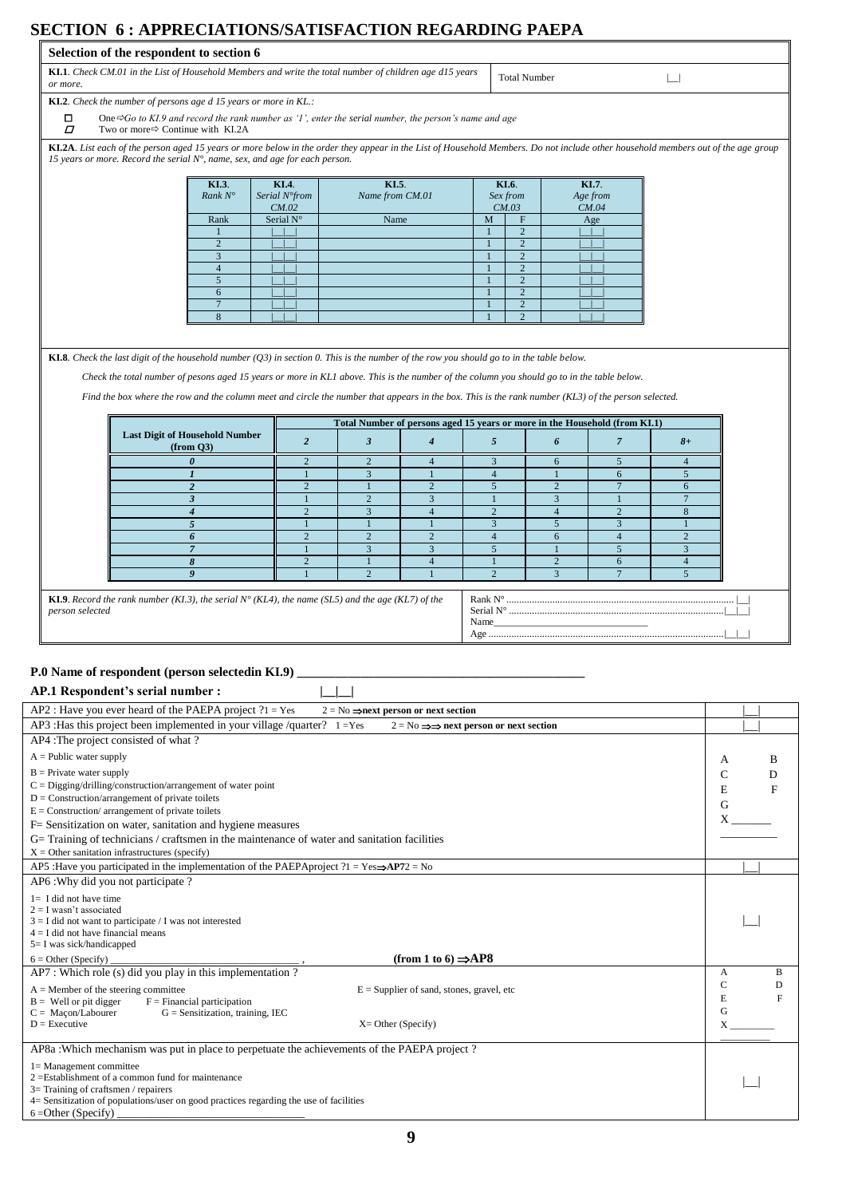# SECTION 6 : APPRECIATIONS/SATISFACTION REGARDING PAEPA

**Selection of the respondent to section 6**

| | |
|---|---|
| **KI.1**. *Check CM.01 in the List of Household Members and write the total number of children age d15 years or more.* | Total Number \|__\| |

**KI.2**. *Check the number of persons age d 15 years or more in KL.:*

- ☐ One ⇨ *Go to KI.9 and record the rank number as '1', enter the serial number, the person's name and age*
- ☐ Two or more ⇨ Continue with KI.2A

**KI.2A**. *List each of the person aged 15 years or more below in the order they appear in the List of Household Members. Do not include other household members out of the age group 15 years or more. Record the serial N°, name, sex, and age for each person.*

| **KI.3**. *Rank N°* | **KI.4**. *Serial N°from CM.02* | **KI.5**. *Name from CM.01* | **KI.6**. *Sex from CM.03* | | **KI.7**. *Age from CM.04* |
|---|---|---|---|---|---|
| Rank | Serial N° | Name | M | F | Age |
| 1 | \|__\|__\| | | 1 | 2 | \|__\|__\| |
| 2 | \|__\|__\| | | 1 | 2 | \|__\|__\| |
| 3 | \|__\|__\| | | 1 | 2 | \|__\|__\| |
| 4 | \|__\|__\| | | 1 | 2 | \|__\|__\| |
| 5 | \|__\|__\| | | 1 | 2 | \|__\|__\| |
| 6 | \|__\|__\| | | 1 | 2 | \|__\|__\| |
| 7 | \|__\|__\| | | 1 | 2 | \|__\|__\| |
| 8 | \|__\|__\| | | 1 | 2 | \|__\|__\| |

**KI.8**. *Check the last digit of the household number (Q3) in section 0. This is the number of the row you should go to in the table below.*

*Check the total number of pesons aged 15 years or more in KL1 above. This is the number of the column you should go to in the table below.*

*Find the box where the row and the column meet and circle the number that appears in the box. This is the rank number (KL3) of the person selected.*

| **Last Digit of Household Number (from Q3)** | **Total Number of persons aged 15 years or more in the Household (from KI.1)** | | | | | | |
|---|---|---|---|---|---|---|---|
| | *2* | *3* | *4* | *5* | *6* | *7* | *8+* |
| *0* | 2 | 2 | 4 | 3 | 6 | 5 | 4 |
| *1* | 1 | 3 | 1 | 4 | 1 | 6 | 5 |
| *2* | 2 | 1 | 2 | 5 | 2 | 7 | 6 |
| *3* | 1 | 2 | 3 | 1 | 3 | 1 | 7 |
| *4* | 2 | 3 | 4 | 2 | 4 | 2 | 8 |
| *5* | 1 | 1 | 1 | 3 | 5 | 3 | 1 |
| *6* | 2 | 2 | 2 | 4 | 6 | 4 | 2 |
| *7* | 1 | 3 | 3 | 5 | 1 | 5 | 3 |
| *8* | 2 | 1 | 4 | 1 | 2 | 6 | 4 |
| *9* | 1 | 2 | 1 | 2 | 3 | 7 | 5 |

| | |
|---|---|
| **KI.9**. *Record the rank number (KI.3), the serial N° (KL4), the name (SL5) and the age (KL7) of the person selected* | Rank N° ........ \|__\|<br>Serial N° ........ \|__\|__\|<br>Name__________<br>Age ........ \|__\|__\| |

**P.0 Name of respondent (person selectedin KI.9)** ____________________

**AP.1 Respondent's serial number :** |__|__|

| | |
|---|---|
| AP2 : Have you ever heard of the PAEPA project ?1 = Yes 2 = No ⇒**next person or next section** | \|__\| |
| AP3 :Has this project been implemented in your village /quarter? 1 =Yes 2 = No ⇒⇒ **next person or next section** | \|__\| |
| AP4 :The project consisted of what ?<br>A = Public water supply<br>B = Private water supply<br>C = Digging/drilling/construction/arrangement of water point<br>D = Construction/arrangement of private toilets<br>E = Construction/ arrangement of private toilets<br>F= Sensitization on water, sanitation and hygiene measures<br>G= Training of technicians / craftsmen in the maintenance of water and sanitation facilities<br>X = Other sanitation infrastructures (specify) | A B<br>C D<br>E F<br>G<br>X _______<br>__________ |
| AP5 :Have you participated in the implementation of the PAEPAproject ?1 = Yes⇒**AP7**2 = No | \|__\| |
| AP6 :Why did you not participate ?<br>1= I did not have time<br>2 = I wasn't associated<br>3 = I did not want to participate / I was not interested<br>4 = I did not have financial means<br>5= I was sick/handicapped<br>6 = Other (Specify) ______________ , **(from 1 to 6) ⇒AP8** | \|__\| |
| AP7 : Which role (s) did you play in this implementation ?<br>A = Member of the steering committee E = Supplier of sand, stones, gravel, etc<br>B = Well or pit digger F = Financial participation<br>C = Maçon/Labourer G = Sensitization, training, IEC<br>D = Executive X= Other (Specify) | A B<br>C D<br>E F<br>G<br>X _________<br>__________ |
| AP8a :Which mechanism was put in place to perpetuate the achievements of the PAEPA project ?<br>1= Management committee<br>2 =Establishment of a common fund for maintenance<br>3= Training of craftsmen / repairers<br>4= Sensitization of populations/user on good practices regarding the use of facilities<br>6 =Other (Specify) ______________ | \|__\| |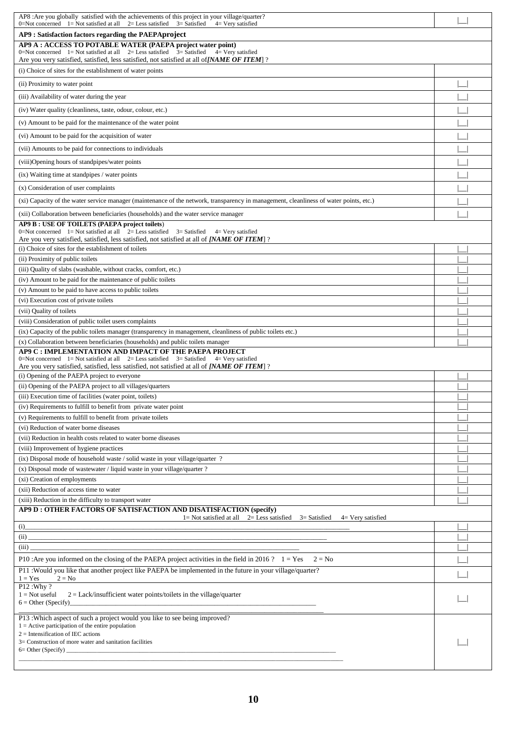| | |
|---|---|
| AP8 :Are you globally satisfied with the achievements of this project in your village/quarter?<br>0=Not concerned 1= Not satisfied at all 2= Less satisfied 3= Satisfied 4= Very satisfied | &#124;__&#124; |
| **AP9 : Satisfaction factors regarding the PAEPAproject** | |
| **AP9 A : ACCESS TO POTABLE WATER (PAEPA project water point)**<br>0=Not concerned 1= Not satisfied at all 2= Less satisfied 3= Satisfied 4= Very satisfied<br>Are you very satisfied, satisfied, less satisfied, not satisfied at all of ***[NAME OF ITEM]*** ? | |
| (i) Choice of sites for the establishment of water points | |
| (ii) Proximity to water point | &#124;__&#124; |
| (iii) Availability of water during the year | &#124;__&#124; |
| (iv) Water quality (cleanliness, taste, odour, colour, etc.) | &#124;__&#124; |
| (v) Amount to be paid for the maintenance of the water point | &#124;__&#124; |
| (vi) Amount to be paid for the acquisition of water | &#124;__&#124; |
| (vii) Amounts to be paid for connections to individuals | &#124;__&#124; |
| (viii)Opening hours of standpipes/water points | &#124;__&#124; |
| (ix) Waiting time at standpipes / water points | &#124;__&#124; |
| (x) Consideration of user complaints | &#124;__&#124; |
| (xi) Capacity of the water service manager (maintenance of the network, transparency in management, cleanliness of water points, etc.) | &#124;__&#124; |
| (xii) Collaboration between beneficiaries (households) and the water service manager | &#124;__&#124; |
| **AP9 B : USE OF TOILETS (PAEPA project toilets)**<br>0=Not concerned 1= Not satisfied at all 2= Less satisfied 3= Satisfied 4= Very satisfied<br>Are you very satisfied, satisfied, less satisfied, not satisfied at all of ***[NAME OF ITEM]*** ? | |
| (i) Choice of sites for the establishment of toilets | &#124;__&#124; |
| (ii) Proximity of public toilets | &#124;__&#124; |
| (iii) Quality of slabs (washable, without cracks, comfort, etc.) | &#124;__&#124; |
| (iv) Amount to be paid for the maintenance of public toilets | &#124;__&#124; |
| (v) Amount to be paid to have access to public toilets | &#124;__&#124; |
| (vi) Execution cost of private toilets | &#124;__&#124; |
| (vii) Quality of toilets | &#124;__&#124; |
| (viii) Consideration of public toilet users complaints | &#124;__&#124; |
| (ix) Capacity of the public toilets manager (transparency in management, cleanliness of public toilets etc.) | &#124;__&#124; |
| (x) Collaboration between beneficiaries (households) and public toilets manager | &#124;__&#124; |
| **AP9 C : IMPLEMENTATION AND IMPACT OF THE PAEPA PROJECT**<br>0=Not concerned 1= Not satisfied at all 2= Less satisfied 3= Satisfied 4= Very satisfied<br>Are you very satisfied, satisfied, less satisfied, not satisfied at all of ***[NAME OF ITEM]*** ? | |
| (i) Opening of the PAEPA project to everyone | &#124;__&#124; |
| (ii) Opening of the PAEPA project to all villages/quarters | &#124;__&#124; |
| (iii) Execution time of facilities (water point, toilets) | &#124;__&#124; |
| (iv) Requirements to fulfill to benefit from private water point | &#124;__&#124; |
| (v) Requirements to fulfill to benefit from private toilets | &#124;__&#124; |
| (vi) Reduction of water borne diseases | &#124;__&#124; |
| (vii) Reduction in health costs related to water borne diseases | &#124;__&#124; |
| (viii) Improvement of hygiene practices | &#124;__&#124; |
| (ix) Disposal mode of household waste / solid waste in your village/quarter ? | &#124;__&#124; |
| (x) Disposal mode of wastewater / liquid waste in your village/quarter ? | &#124;__&#124; |
| (xi) Creation of employments | &#124;__&#124; |
| (xii) Reduction of access time to water | &#124;__&#124; |
| (xiii) Reduction in the difficulty to transport water | &#124;__&#124; |
| **AP9 D : OTHER FACTORS OF SATISFACTION AND DISATISFACTION (specify)**<br>1= Not satisfied at all 2= Less satisfied 3= Satisfied 4= Very satisfied | |
| (i)________________________________ | &#124;__&#124; |
| (ii) ________________________________ | &#124;__&#124; |
| (iii) ________________________________ | &#124;__&#124; |
| P10 :Are you informed on the closing of the PAEPA project activities in the field in 2016 ? 1 = Yes 2 = No | &#124;__&#124; |
| P11 :Would you like that another project like PAEPA be implemented in the future in your village/quarter?<br>1 = Yes 2 = No | &#124;__&#124; |
| P12 :Why ?<br>1 = Not useful 2 = Lack/insufficient water points/toilets in the village/quarter<br>6 = Other (Specify)________________________________ | &#124;__&#124; |
| P13 :Which aspect of such a project would you like to see being improved?<br>1 = Active participation of the entire population<br>2 = Intensification of IEC actions<br>3= Construction of more water and sanitation facilities<br>6= Other (Specify) ________________________________ | &#124;__&#124; |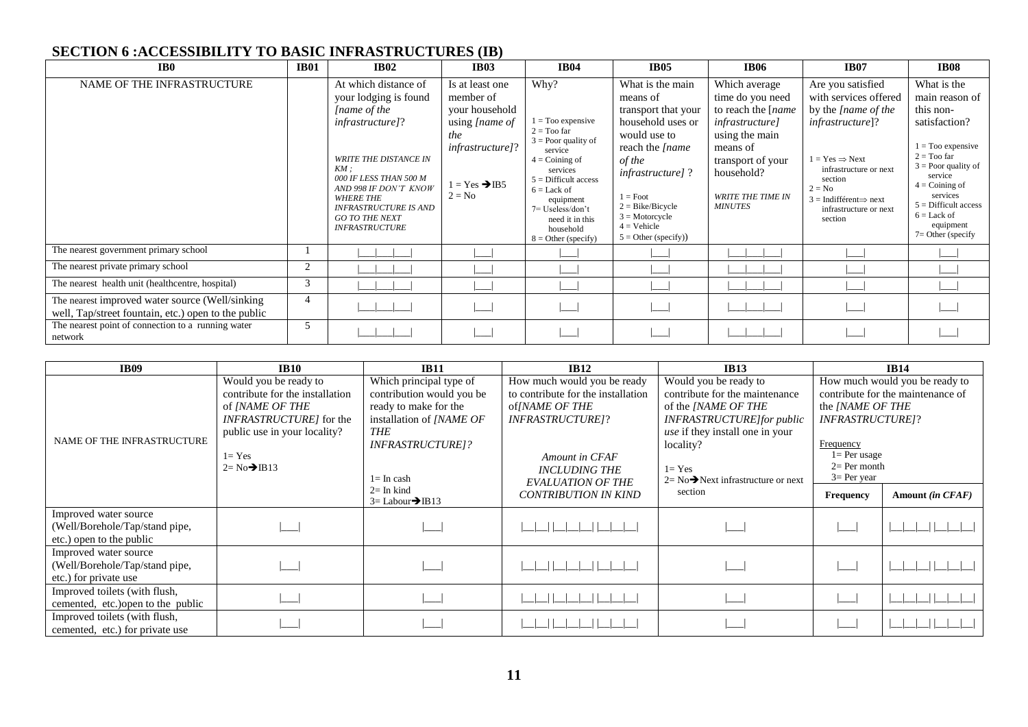## SECTION 6 :ACCESSIBILITY TO BASIC INFRASTRUCTURES (IB)

| IB0 | IB01 | IB02 | IB03 | IB04 | IB05 | IB06 | IB07 | IB08 |
|---|---|---|---|---|---|---|---|---|
| NAME OF THE INFRASTRUCTURE | | At which distance of your lodging is found *[name of the infrastructure]*? <br> *WRITE THE DISTANCE IN KM ; 000 IF LESS THAN 500 M AND 998 IF DON'T KNOW WHERE THE INFRASTRUCTURE IS AND GO TO THE NEXT INFRASTRUCTURE* | Is at least one member of your household using *[name of the infrastructure]*? <br> 1 = Yes ➔IB5 <br> 2 = No | Why? <br> 1 = Too expensive <br> 2 = Too far <br> 3 = Poor quality of service <br> 4 = Coining of services <br> 5 = Difficult access <br> 6 = Lack of equipment <br> 7= Useless/don't need it in this household <br> 8 = Other (specify) | What is the main means of transport that your household uses or would use to reach the *[name of the infrastructure]* ? <br> 1 = Foot <br> 2 = Bike/Bicycle <br> 3 = Motorcycle <br> 4 = Vehicle <br> 5 = Other (specify)) | Which average time do you need to reach the *[name infrastructure]* using the main means of transport of your household? <br> *WRITE THE TIME IN MINUTES* | Are you satisfied with services offered by the *[name of the infrastructure]*? <br> 1 = Yes ⇒ Next infrastructure or next section <br> 2 = No <br> 3 = Indifférent⇒ next infrastructure or next section | What is the main reason of this non-satisfaction? <br> 1 = Too expensive <br> 2 = Too far <br> 3 = Poor quality of service <br> 4 = Coining of services <br> 5 = Difficult access <br> 6 = Lack of equipment <br> 7= Other (specify |
| The nearest government primary school | 1 | \|\_\_\|\_\_\|\_\_\| | \|\_\_\| | \|\_\_\| | \|\_\_\| | \|\_\_\|\_\_\|\_\_\| | \|\_\_\| | \|\_\_\| |
| The nearest private primary school | 2 | \|\_\_\|\_\_\|\_\_\| | \|\_\_\| | \|\_\_\| | \|\_\_\| | \|\_\_\|\_\_\|\_\_\| | \|\_\_\| | \|\_\_\| |
| The nearest health unit (healthcentre, hospital) | 3 | \|\_\_\|\_\_\|\_\_\| | \|\_\_\| | \|\_\_\| | \|\_\_\| | \|\_\_\|\_\_\|\_\_\| | \|\_\_\| | \|\_\_\| |
| The nearest improved water source (Well/sinking well, Tap/street fountain, etc.) open to the public | 4 | \|\_\_\|\_\_\|\_\_\| | \|\_\_\| | \|\_\_\| | \|\_\_\| | \|\_\_\|\_\_\|\_\_\| | \|\_\_\| | \|\_\_\| |
| The nearest point of connection to a running water network | 5 | \|\_\_\|\_\_\|\_\_\| | \|\_\_\| | \|\_\_\| | \|\_\_\| | \|\_\_\|\_\_\|\_\_\| | \|\_\_\| | \|\_\_\| |

| IB09 | IB10 | IB11 | IB12 | IB13 | IB14 | |
|---|---|---|---|---|---|---|
| NAME OF THE INFRASTRUCTURE | Would you be ready to contribute for the installation of *[NAME OF THE INFRASTRUCTURE]* for the public use in your locality? <br> 1= Yes <br> 2= No➔IB13 | Which principal type of contribution would you be ready to make for the installation of *[NAME OF THE INFRASTRUCTURE]?* <br> 1= In cash <br> 2= In kind <br> 3= Labour➔IB13 | How much would you be ready to contribute for the installation of*[NAME OF THE INFRASTRUCTURE]*? <br> *Amount in CFAF INCLUDING THE EVALUATION OF THE CONTRIBUTION IN KIND* | Would you be ready to contribute for the maintenance of the *[NAME OF THE INFRASTRUCTURE]for public use* if they install one in your locality? <br> 1= Yes <br> 2= No➔Next infrastructure or next section | How much would you be ready to contribute for the maintenance of the *[NAME OF THE INFRASTRUCTURE]*? <br> Frequency <br> 1= Per usage <br> 2= Per month <br> 3= Per year | |
| | | | | | **Frequency** | **Amount *(in CFAF)*** |
| Improved water source (Well/Borehole/Tap/stand pipe, etc.) open to the public | \|\_\_\| | \|\_\_\| | \|\_\_\|\_\_\| \|\_\_\|\_\_\|\_\_\| \|\_\_\|\_\_\|\_\_\| | \|\_\_\| | \|\_\_\| | \|\_\_\|\_\_\|\_\_\| \|\_\_\|\_\_\|\_\_\| |
| Improved water source (Well/Borehole/Tap/stand pipe, etc.) for private use | \|\_\_\| | \|\_\_\| | \|\_\_\|\_\_\| \|\_\_\|\_\_\|\_\_\| \|\_\_\|\_\_\|\_\_\| | \|\_\_\| | \|\_\_\| | \|\_\_\|\_\_\|\_\_\| \|\_\_\|\_\_\|\_\_\| |
| Improved toilets (with flush, cemented, etc.)open to the public | \|\_\_\| | \|\_\_\| | \|\_\_\|\_\_\| \|\_\_\|\_\_\|\_\_\| \|\_\_\|\_\_\|\_\_\| | \|\_\_\| | \|\_\_\| | \|\_\_\|\_\_\|\_\_\| \|\_\_\|\_\_\|\_\_\| |
| Improved toilets (with flush, cemented, etc.) for private use | \|\_\_\| | \|\_\_\| | \|\_\_\|\_\_\| \|\_\_\|\_\_\|\_\_\| \|\_\_\|\_\_\|\_\_\| | \|\_\_\| | \|\_\_\| | \|\_\_\|\_\_\|\_\_\| \|\_\_\|\_\_\|\_\_\| |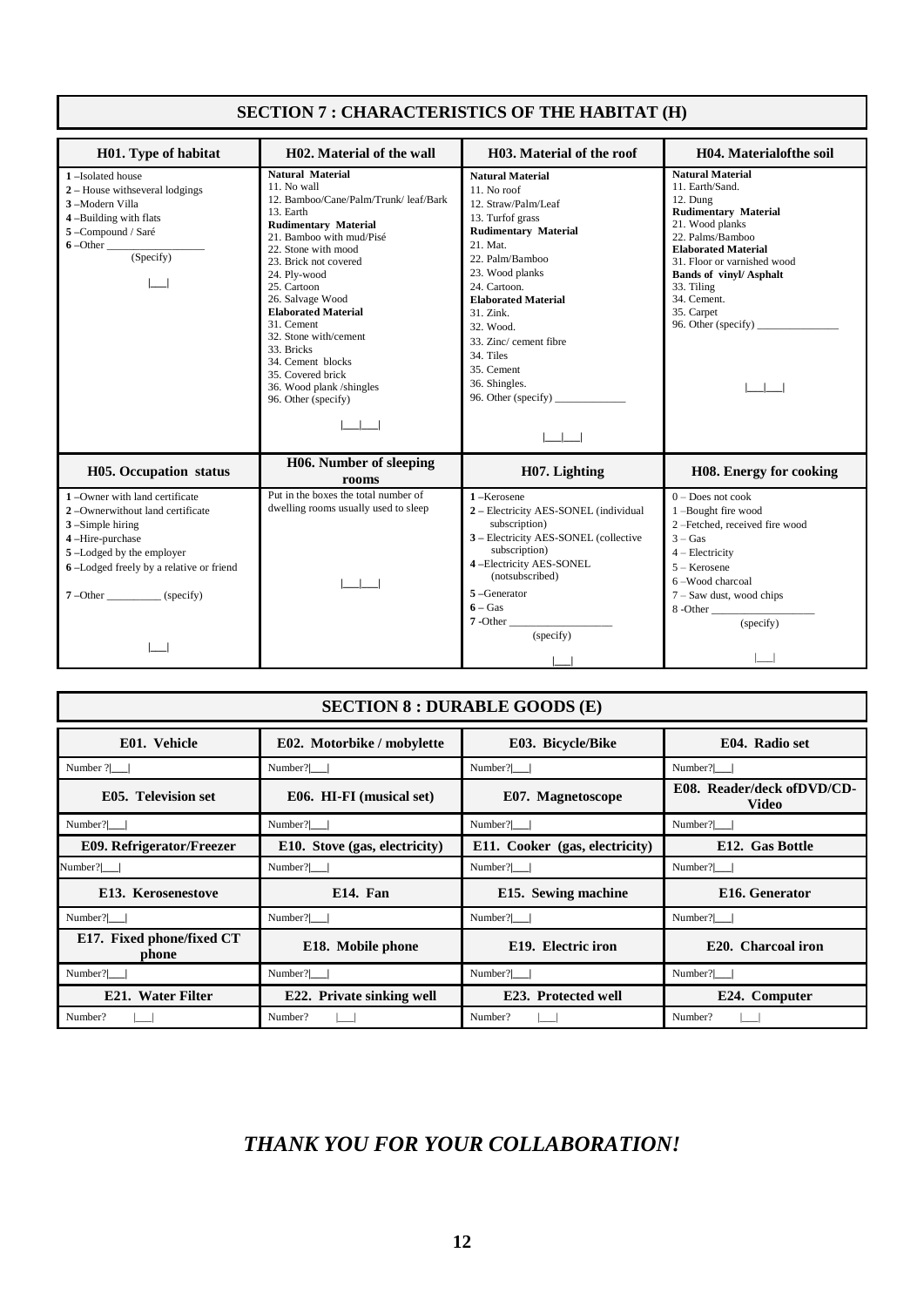## SECTION 7 : CHARACTERISTICS OF THE HABITAT (H)

| H01. Type of habitat | H02. Material of the wall | H03. Material of the roof | H04. Materialofthe soil |
|---|---|---|---|
| 1 –Isolated house<br>2 – House withseveral lodgings<br>3 –Modern Villa<br>4 –Building with flats<br>5 –Compound / Saré<br>6 –Other ________________ (Specify)<br>\|__\| | **Natural Material**<br>11. No wall<br>12. Bamboo/Cane/Palm/Trunk/ leaf/Bark<br>13. Earth<br>**Rudimentary Material**<br>21. Bamboo with mud/Pisé<br>22. Stone with mood<br>23. Brick not covered<br>24. Ply-wood<br>25. Cartoon<br>26. Salvage Wood<br>**Elaborated Material**<br>31. Cement<br>32. Stone with/cement<br>33. Bricks<br>34. Cement blocks<br>35. Covered brick<br>36. Wood plank /shingles<br>96. Other (specify)<br>\|__\|__\| | **Natural Material**<br>11. No roof<br>12. Straw/Palm/Leaf<br>13. Turfof grass<br>**Rudimentary Material**<br>21. Mat.<br>22. Palm/Bamboo<br>23. Wood planks<br>24. Cartoon.<br>**Elaborated Material**<br>31. Zink.<br>32. Wood.<br>33. Zinc/ cement fibre<br>34. Tiles<br>35. Cement<br>36. Shingles.<br>96. Other (specify) ____________<br>\|__\|__\| | **Natural Material**<br>11. Earth/Sand.<br>12. Dung<br>**Rudimentary Material**<br>21. Wood planks<br>22. Palms/Bamboo<br>**Elaborated Material**<br>31. Floor or varnished wood<br>**Bands of vinyl/ Asphalt**<br>33. Tiling<br>34. Cement.<br>35. Carpet<br>96. Other (specify) ______________<br>\|__\|__\| |
| **H05. Occupation status** | **H06. Number of sleeping rooms** | **H07. Lighting** | **H08. Energy for cooking** |
| 1 –Owner with land certificate<br>2 –Ownerwithout land certificate<br>3 –Simple hiring<br>4 –Hire-purchase<br>5 –Lodged by the employer<br>6 –Lodged freely by a relative or friend<br>7 –Other _________ (specify)<br>\|__\| | Put in the boxes the total number of dwelling rooms usually used to sleep<br>\|__\|__\| | 1 –Kerosene<br>2 – Electricity AES-SONEL (individual subscription)<br>3 – Electricity AES-SONEL (collective subscription)<br>4 –Electricity AES-SONEL (notsubscribed)<br>5 –Generator<br>6 – Gas<br>7 -Other ________________ (specify)<br>\|__\| | 0 – Does not cook<br>1 –Bought fire wood<br>2 –Fetched, received fire wood<br>3 – Gas<br>4 – Electricity<br>5 – Kerosene<br>6 –Wood charcoal<br>7 – Saw dust, wood chips<br>8 -Other ________________ (specify)<br>\|__\| |

## SECTION 8 : DURABLE GOODS (E)

| E01. Vehicle | E02. Motorbike / mobylette | E03. Bicycle/Bike | E04. Radio set |
|---|---|---|---|
| Number ?\|__\| | Number?\|__\| | Number?\|__\| | Number?\|__\| |
| **E05. Television set** | **E06. HI-FI (musical set)** | **E07. Magnetoscope** | **E08. Reader/deck ofDVD/CD-Video** |
| Number?\|__\| | Number?\|__\| | Number?\|__\| | Number?\|__\| |
| **E09. Refrigerator/Freezer** | **E10. Stove (gas, electricity)** | **E11. Cooker (gas, electricity)** | **E12. Gas Bottle** |
| Number?\|__\| | Number?\|__\| | Number?\|__\| | Number?\|__\| |
| **E13. Kerosenestove** | **E14. Fan** | **E15. Sewing machine** | **E16. Generator** |
| Number?\|__\| | Number?\|__\| | Number?\|__\| | Number?\|__\| |
| **E17. Fixed phone/fixed CT phone** | **E18. Mobile phone** | **E19. Electric iron** | **E20. Charcoal iron** |
| Number?\|__\| | Number?\|__\| | Number?\|__\| | Number?\|__\| |
| **E21. Water Filter** | **E22. Private sinking well** | **E23. Protected well** | **E24. Computer** |
| Number? \|__\| | Number? \|__\| | Number? \|__\| | Number? \|__\| |

## *THANK YOU FOR YOUR COLLABORATION!*